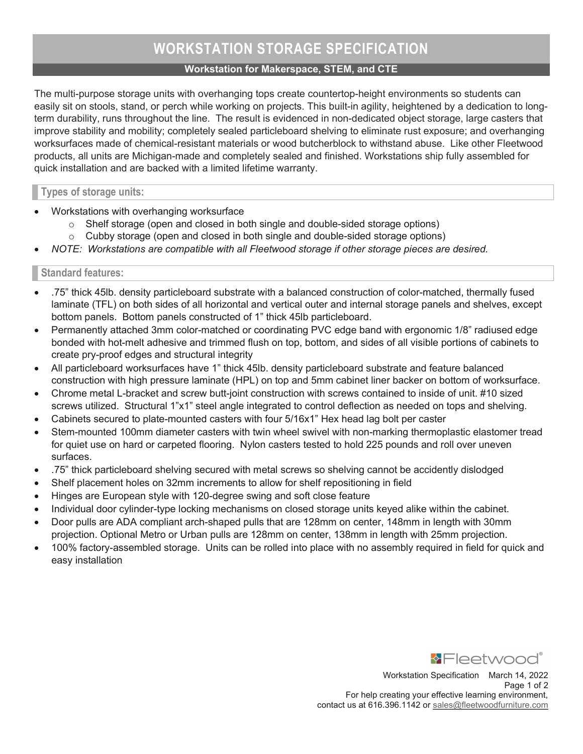# WORKSTATION STORAGE SPECIFICATION

**Workstation for Makerspace, STEM, and CTE**

The multi-purpose storage units with overhanging tops create countertop-height environments so students can easily sit on stools, stand, or perch while working on projects. This built-in agility, heightened by a dedication to long-term durability, runs throughout the line. The result is evidenced in non-dedicated object storage, large casters that improve stability and mobility; completely sealed particleboard shelving to eliminate rust exposure; and overhanging worksurfaces made of chemical-resistant materials or wood butcherblock to withstand abuse. Like other Fleetwood products, all units are Michigan-made and completely sealed and finished. Workstations ship fully assembled for quick installation and are backed with a limited lifetime warranty.

## Types of storage units:

- Workstations with overhanging worksurface
  - Shelf storage (open and closed in both single and double-sided storage options)
  - Cubby storage (open and closed in both single and double-sided storage options)
- *NOTE: Workstations are compatible with all Fleetwood storage if other storage pieces are desired.*

## Standard features:

- .75" thick 45lb. density particleboard substrate with a balanced construction of color-matched, thermally fused laminate (TFL) on both sides of all horizontal and vertical outer and internal storage panels and shelves, except bottom panels. Bottom panels constructed of 1" thick 45lb particleboard.
- Permanently attached 3mm color-matched or coordinating PVC edge band with ergonomic 1/8" radiused edge bonded with hot-melt adhesive and trimmed flush on top, bottom, and sides of all visible portions of cabinets to create pry-proof edges and structural integrity
- All particleboard worksurfaces have 1" thick 45lb. density particleboard substrate and feature balanced construction with high pressure laminate (HPL) on top and 5mm cabinet liner backer on bottom of worksurface.
- Chrome metal L-bracket and screw butt-joint construction with screws contained to inside of unit. #10 sized screws utilized. Structural 1"x1" steel angle integrated to control deflection as needed on tops and shelving.
- Cabinets secured to plate-mounted casters with four 5/16x1" Hex head lag bolt per caster
- Stem-mounted 100mm diameter casters with twin wheel swivel with non-marking thermoplastic elastomer tread for quiet use on hard or carpeted flooring. Nylon casters tested to hold 225 pounds and roll over uneven surfaces.
- .75" thick particleboard shelving secured with metal screws so shelving cannot be accidently dislodged
- Shelf placement holes on 32mm increments to allow for shelf repositioning in field
- Hinges are European style with 120-degree swing and soft close feature
- Individual door cylinder-type locking mechanisms on closed storage units keyed alike within the cabinet.
- Door pulls are ADA compliant arch-shaped pulls that are 128mm on center, 148mm in length with 30mm projection. Optional Metro or Urban pulls are 128mm on center, 138mm in length with 25mm projection.
- 100% factory-assembled storage. Units can be rolled into place with no assembly required in field for quick and easy installation

Fleetwood®

Workstation Specification March 14, 2022

For help creating your effective learning environment, contact us at 616.396.1142 or sales@fleetwoodfurniture.com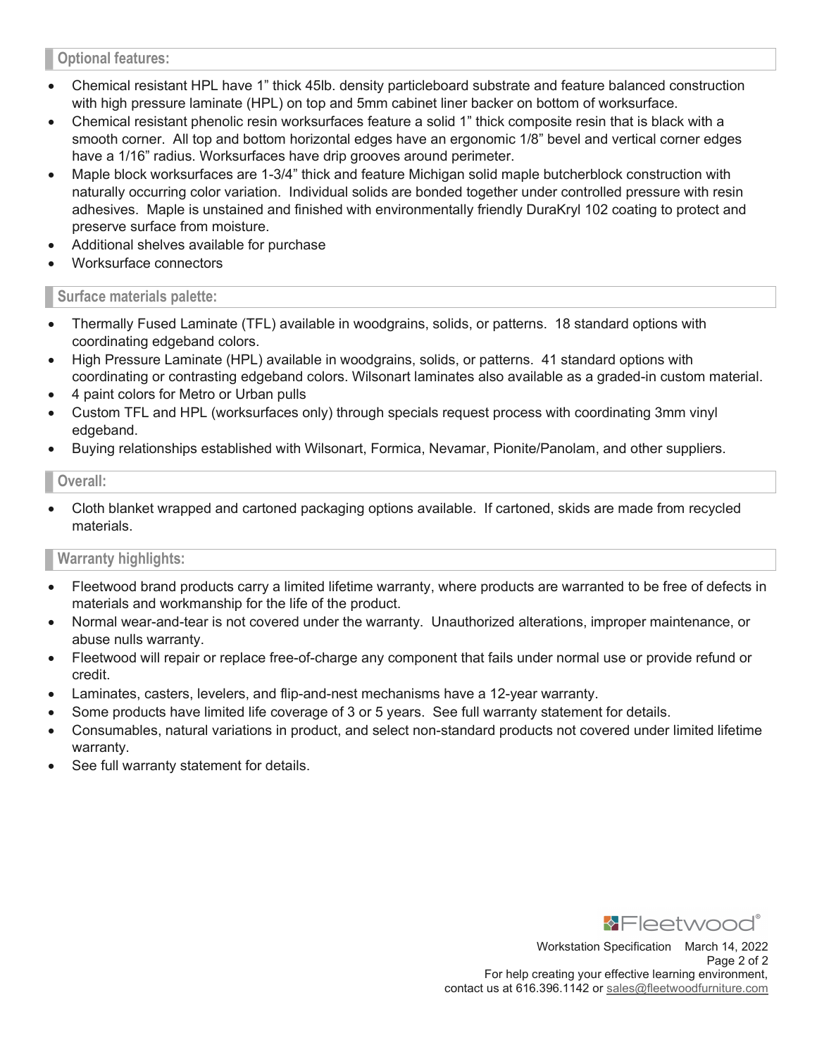## Optional features:

- Chemical resistant HPL have 1" thick 45lb. density particleboard substrate and feature balanced construction with high pressure laminate (HPL) on top and 5mm cabinet liner backer on bottom of worksurface.
- Chemical resistant phenolic resin worksurfaces feature a solid 1" thick composite resin that is black with a smooth corner. All top and bottom horizontal edges have an ergonomic 1/8" bevel and vertical corner edges have a 1/16" radius. Worksurfaces have drip grooves around perimeter.
- Maple block worksurfaces are 1-3/4" thick and feature Michigan solid maple butcherblock construction with naturally occurring color variation. Individual solids are bonded together under controlled pressure with resin adhesives. Maple is unstained and finished with environmentally friendly DuraKryl 102 coating to protect and preserve surface from moisture.
- Additional shelves available for purchase
- Worksurface connectors

## Surface materials palette:

- Thermally Fused Laminate (TFL) available in woodgrains, solids, or patterns. 18 standard options with coordinating edgeband colors.
- High Pressure Laminate (HPL) available in woodgrains, solids, or patterns. 41 standard options with coordinating or contrasting edgeband colors. Wilsonart laminates also available as a graded-in custom material.
- 4 paint colors for Metro or Urban pulls
- Custom TFL and HPL (worksurfaces only) through specials request process with coordinating 3mm vinyl edgeband.
- Buying relationships established with Wilsonart, Formica, Nevamar, Pionite/Panolam, and other suppliers.

## Overall:

- Cloth blanket wrapped and cartoned packaging options available. If cartoned, skids are made from recycled materials.

## Warranty highlights:

- Fleetwood brand products carry a limited lifetime warranty, where products are warranted to be free of defects in materials and workmanship for the life of the product.
- Normal wear-and-tear is not covered under the warranty. Unauthorized alterations, improper maintenance, or abuse nulls warranty.
- Fleetwood will repair or replace free-of-charge any component that fails under normal use or provide refund or credit.
- Laminates, casters, levelers, and flip-and-nest mechanisms have a 12-year warranty.
- Some products have limited life coverage of 3 or 5 years. See full warranty statement for details.
- Consumables, natural variations in product, and select non-standard products not covered under limited lifetime warranty.
- See full warranty statement for details.

Fleetwood®

Workstation Specification March 14, 2022

For help creating your effective learning environment, contact us at 616.396.1142 or sales@fleetwoodfurniture.com